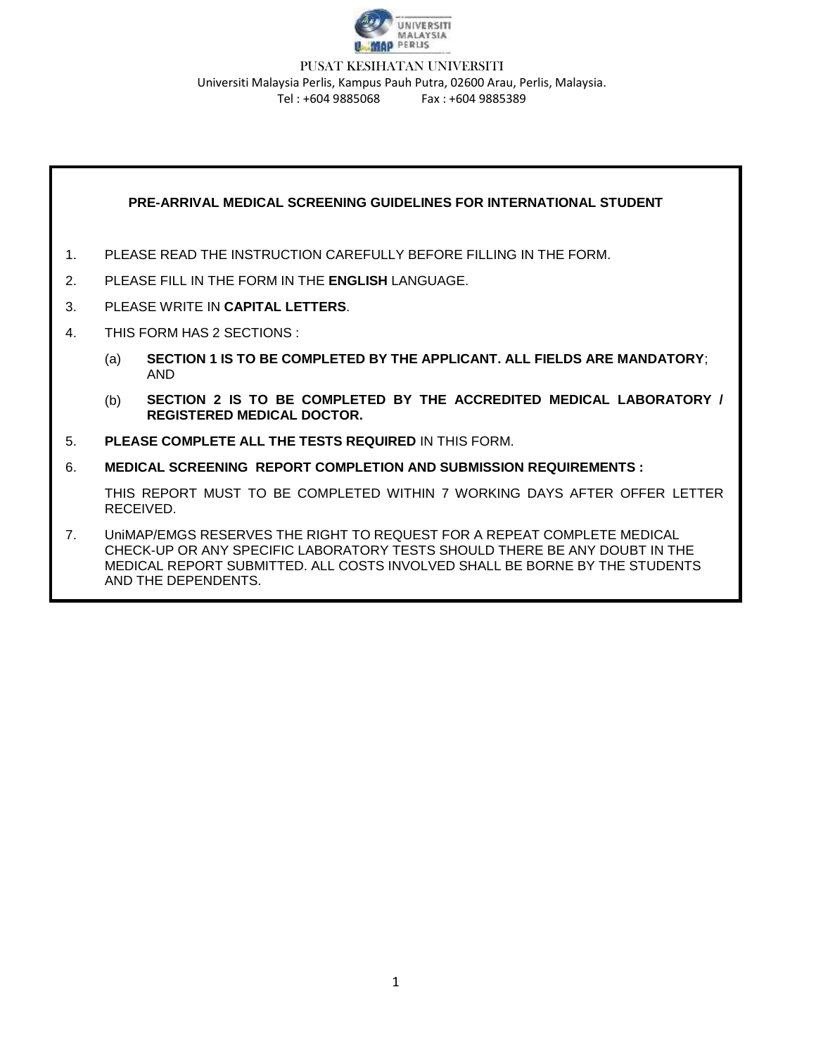PUSAT KESIHATAN UNIVERSITI

Universiti Malaysia Perlis, Kampus Pauh Putra, 02600 Arau, Perlis, Malaysia.

Tel : +604 9885068 Fax : +604 9885389

## PRE-ARRIVAL MEDICAL SCREENING GUIDELINES FOR INTERNATIONAL STUDENT

1. PLEASE READ THE INSTRUCTION CAREFULLY BEFORE FILLING IN THE FORM.
2. PLEASE FILL IN THE FORM IN THE **ENGLISH** LANGUAGE.
3. PLEASE WRITE IN **CAPITAL LETTERS**.
4. THIS FORM HAS 2 SECTIONS :
   (a) **SECTION 1 IS TO BE COMPLETED BY THE APPLICANT. ALL FIELDS ARE MANDATORY**; AND
   (b) **SECTION 2 IS TO BE COMPLETED BY THE ACCREDITED MEDICAL LABORATORY / REGISTERED MEDICAL DOCTOR.**
5. **PLEASE COMPLETE ALL THE TESTS REQUIRED** IN THIS FORM.
6. **MEDICAL SCREENING REPORT COMPLETION AND SUBMISSION REQUIREMENTS :**

   THIS REPORT MUST TO BE COMPLETED WITHIN 7 WORKING DAYS AFTER OFFER LETTER RECEIVED.
7. UniMAP/EMGS RESERVES THE RIGHT TO REQUEST FOR A REPEAT COMPLETE MEDICAL CHECK-UP OR ANY SPECIFIC LABORATORY TESTS SHOULD THERE BE ANY DOUBT IN THE MEDICAL REPORT SUBMITTED. ALL COSTS INVOLVED SHALL BE BORNE BY THE STUDENTS AND THE DEPENDENTS.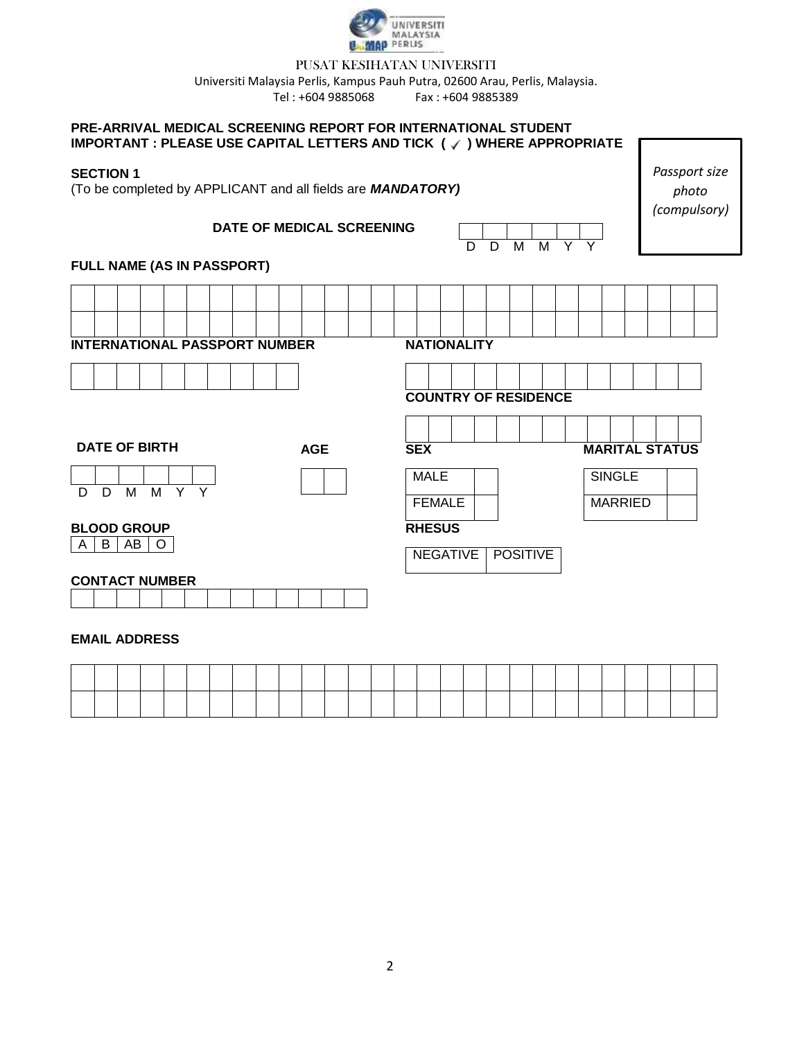UNIVERSITI MALAYSIA PERLIS

PUSAT KESIHATAN UNIVERSITI

Universiti Malaysia Perlis, Kampus Pauh Putra, 02600 Arau, Perlis, Malaysia.

Tel : +604 9885068 Fax : +604 9885389

**PRE-ARRIVAL MEDICAL SCREENING REPORT FOR INTERNATIONAL STUDENT**

**IMPORTANT : PLEASE USE CAPITAL LETTERS AND TICK ( ✓ ) WHERE APPROPRIATE**

*Passport size photo (compulsory)*

## SECTION 1

(To be completed by APPLICANT and all fields are ***MANDATORY)***

**DATE OF MEDICAL SCREENING**

| | | | | | |
|---|---|---|---|---|---|
| D | D | M | M | Y | Y |

**FULL NAME (AS IN PASSPORT)**

**INTERNATIONAL PASSPORT NUMBER**

**NATIONALITY**

**COUNTRY OF RESIDENCE**

**DATE OF BIRTH**

| | | | | | |
|---|---|---|---|---|---|
| D | D | M | M | Y | Y |

**AGE**

**SEX**

| | |
|---|---|
| MALE | |
| FEMALE | |

**MARITAL STATUS**

| | |
|---|---|
| SINGLE | |
| MARRIED | |

**BLOOD GROUP**

| A | B | AB | O |
|---|---|---|---|

**RHESUS**

| NEGATIVE | POSITIVE |
|---|---|

**CONTACT NUMBER**

**EMAIL ADDRESS**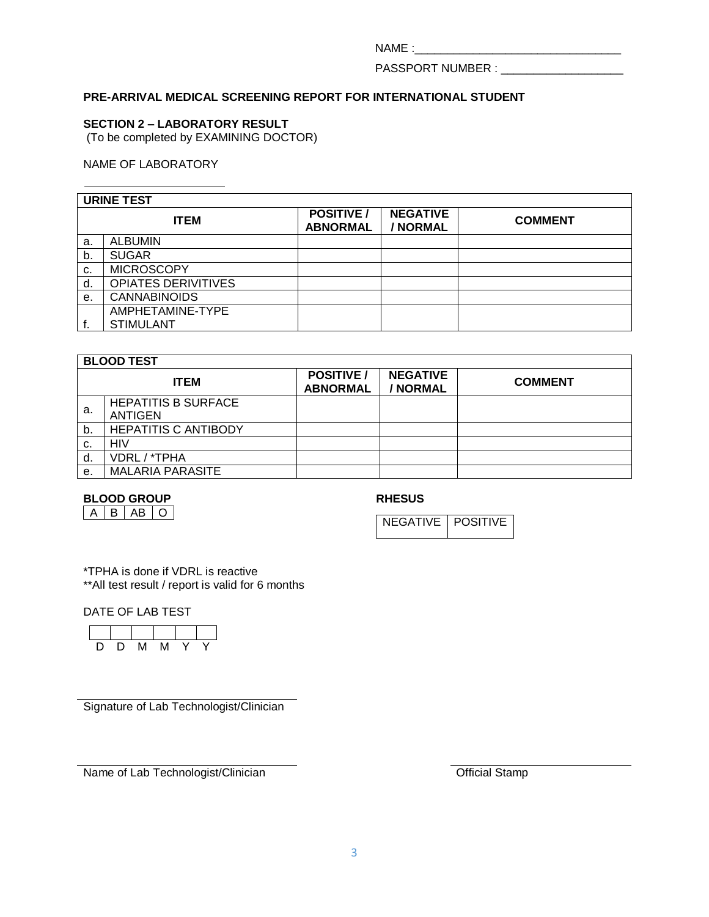NAME :________________________________

PASSPORT NUMBER : ___________________

**PRE-ARRIVAL MEDICAL SCREENING REPORT FOR INTERNATIONAL STUDENT**

**SECTION 2 – LABORATORY RESULT**
(To be completed by EXAMINING DOCTOR)

NAME OF LABORATORY

______________________

| **URINE TEST** | | | | |
|---|---|---|---|---|
| | **ITEM** | **POSITIVE / ABNORMAL** | **NEGATIVE / NORMAL** | **COMMENT** |
| a. | ALBUMIN | | | |
| b. | SUGAR | | | |
| c. | MICROSCOPY | | | |
| d. | OPIATES DERIVITIVES | | | |
| e. | CANNABINOIDS | | | |
| f. | AMPHETAMINE-TYPE STIMULANT | | | |

| **BLOOD TEST** | | | | |
|---|---|---|---|---|
| | **ITEM** | **POSITIVE / ABNORMAL** | **NEGATIVE / NORMAL** | **COMMENT** |
| a. | HEPATITIS B SURFACE ANTIGEN | | | |
| b. | HEPATITIS C ANTIBODY | | | |
| c. | HIV | | | |
| d. | VDRL / *TPHA | | | |
| e. | MALARIA PARASITE | | | |

**BLOOD GROUP**

| | | | |
|---|---|---|---|
| A | B | AB | O |

**RHESUS**

| | |
|---|---|
| NEGATIVE | POSITIVE |

*TPHA is done if VDRL is reactive

**All test result / report is valid for 6 months

DATE OF LAB TEST

| | | | | | |
|---|---|---|---|---|---|
| | | | | | |
| D | D | M | M | Y | Y |

______________________________

Signature of Lab Technologist/Clinician

______________________________

Name of Lab Technologist/Clinician

______________________________

Official Stamp